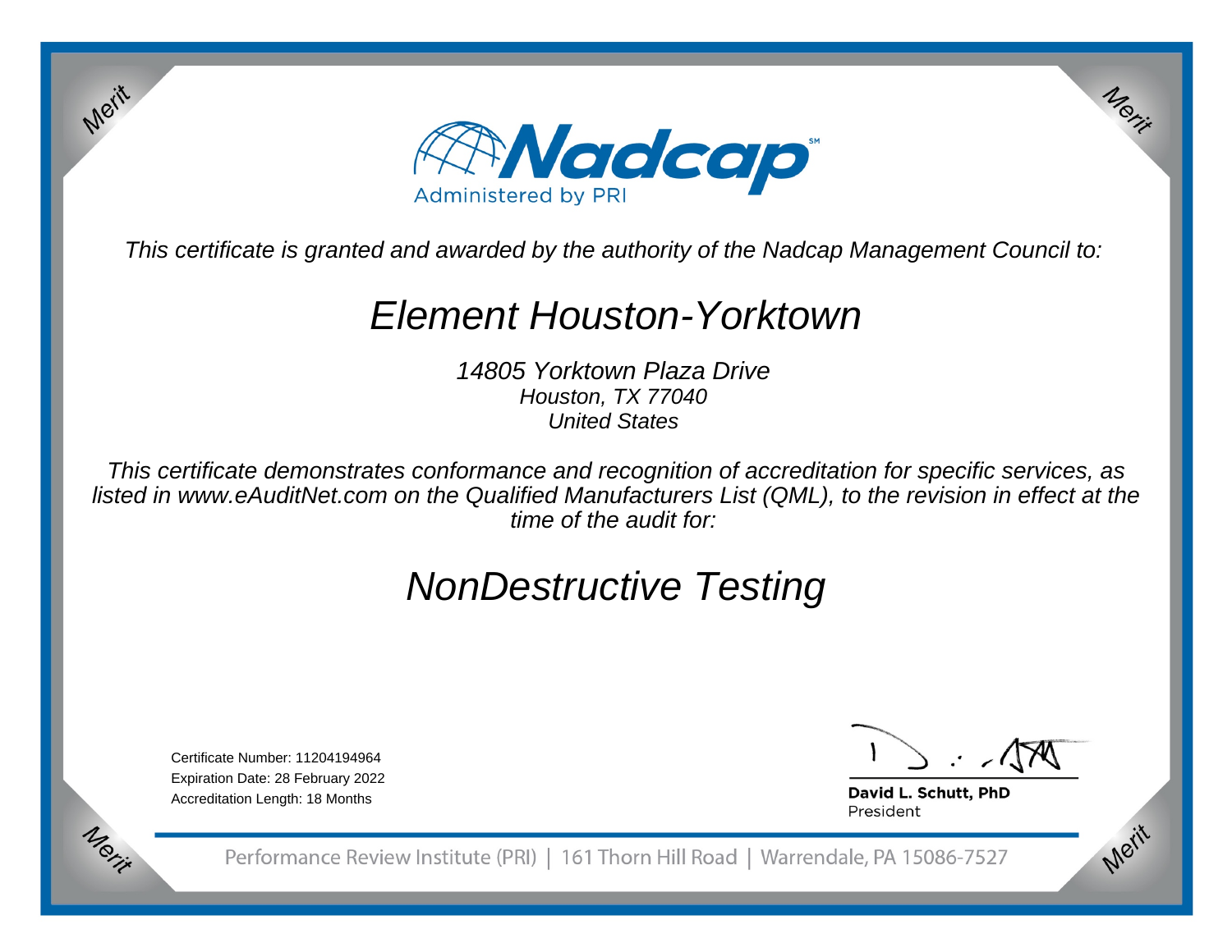Nadcap

Administered by PRI

*This certificate is granted and awarded by the authority of the Nadcap Management Council to:*

# Element Houston-Yorktown

*14805 Yorktown Plaza Drive*
*Houston, TX 77040*
*United States*

*This certificate demonstrates conformance and recognition of accreditation for specific services, as listed in www.eAuditNet.com on the Qualified Manufacturers List (QML), to the revision in effect at the time of the audit for:*

# NonDestructive Testing

Certificate Number: 11204194964
Expiration Date: 28 February 2022
Accreditation Length: 18 Months

**David L. Schutt, PhD**
President

Performance Review Institute (PRI) | 161 Thorn Hill Road | Warrendale, PA 15086-7527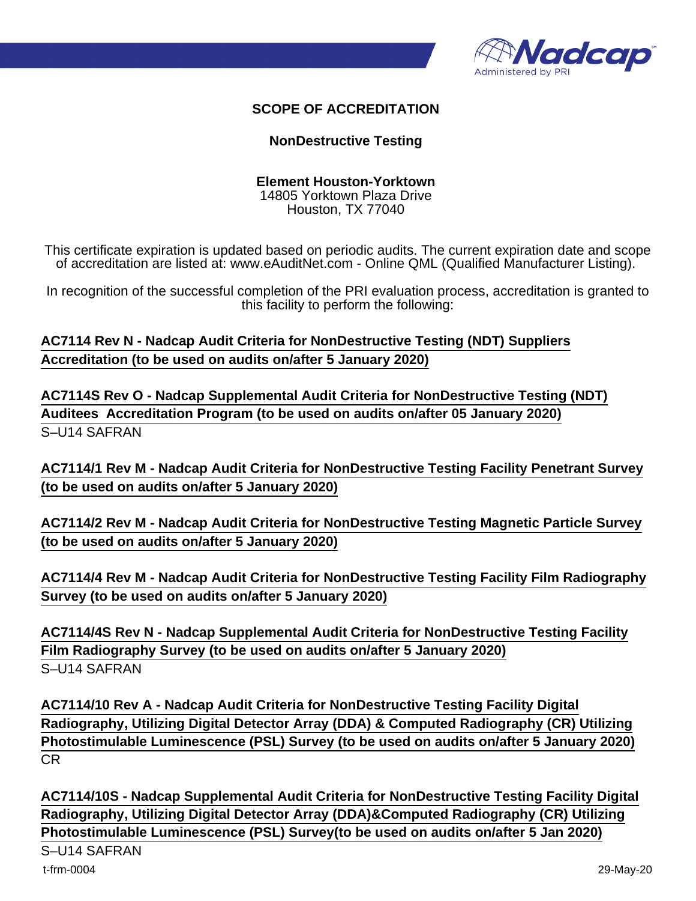# SCOPE OF ACCREDITATION

## NonDestructive Testing

**Element Houston-Yorktown**
14805 Yorktown Plaza Drive
Houston, TX 77040

This certificate expiration is updated based on periodic audits. The current expiration date and scope of accreditation are listed at: www.eAuditNet.com - Online QML (Qualified Manufacturer Listing).

In recognition of the successful completion of the PRI evaluation process, accreditation is granted to this facility to perform the following:

**AC7114 Rev N - Nadcap Audit Criteria for NonDestructive Testing (NDT) Suppliers Accreditation (to be used on audits on/after 5 January 2020)**

**AC7114S Rev O - Nadcap Supplemental Audit Criteria for NonDestructive Testing (NDT) Auditees Accreditation Program (to be used on audits on/after 05 January 2020)**
S–U14 SAFRAN

**AC7114/1 Rev M - Nadcap Audit Criteria for NonDestructive Testing Facility Penetrant Survey (to be used on audits on/after 5 January 2020)**

**AC7114/2 Rev M - Nadcap Audit Criteria for NonDestructive Testing Magnetic Particle Survey (to be used on audits on/after 5 January 2020)**

**AC7114/4 Rev M - Nadcap Audit Criteria for NonDestructive Testing Facility Film Radiography Survey (to be used on audits on/after 5 January 2020)**

**AC7114/4S Rev N - Nadcap Supplemental Audit Criteria for NonDestructive Testing Facility Film Radiography Survey (to be used on audits on/after 5 January 2020)**
S–U14 SAFRAN

**AC7114/10 Rev A - Nadcap Audit Criteria for NonDestructive Testing Facility Digital Radiography, Utilizing Digital Detector Array (DDA) & Computed Radiography (CR) Utilizing Photostimulable Luminescence (PSL) Survey (to be used on audits on/after 5 January 2020)**
CR

**AC7114/10S - Nadcap Supplemental Audit Criteria for NonDestructive Testing Facility Digital Radiography, Utilizing Digital Detector Array (DDA)&Computed Radiography (CR) Utilizing Photostimulable Luminescence (PSL) Survey(to be used on audits on/after 5 Jan 2020)**
S–U14 SAFRAN